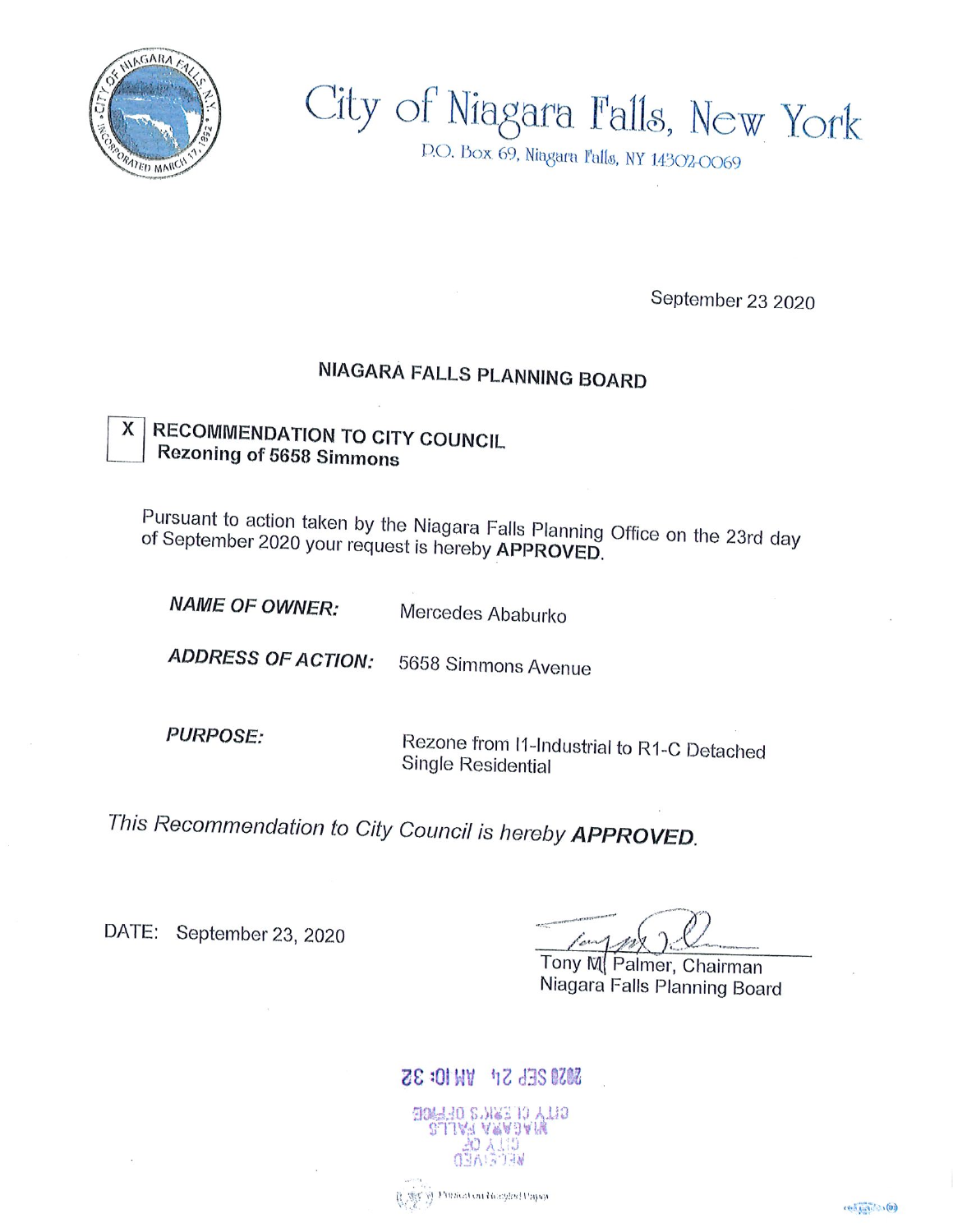# City of Niagara Falls, New York

P.O. Box 69, Niagara Falls, NY 14302-0069

September 23 2020

## NIAGARA FALLS PLANNING BOARD

[X] **RECOMMENDATION TO CITY COUNCIL**
**Rezoning of 5658 Simmons**

Pursuant to action taken by the Niagara Falls Planning Office on the 23rd day of September 2020 your request is hereby **APPROVED**.

***NAME OF OWNER:*** Mercedes Ababurko

***ADDRESS OF ACTION:*** 5658 Simmons Avenue

***PURPOSE:*** Rezone from I1-Industrial to R1-C Detached Single Residential

*This Recommendation to City Council is hereby* ***APPROVED***.

DATE: September 23, 2020

Tony M. Palmer, Chairman
Niagara Falls Planning Board

2020 SEP 24 AM 10:32

RECEIVED
CITY OF
NIAGARA FALLS
CITY CLERK'S OFFICE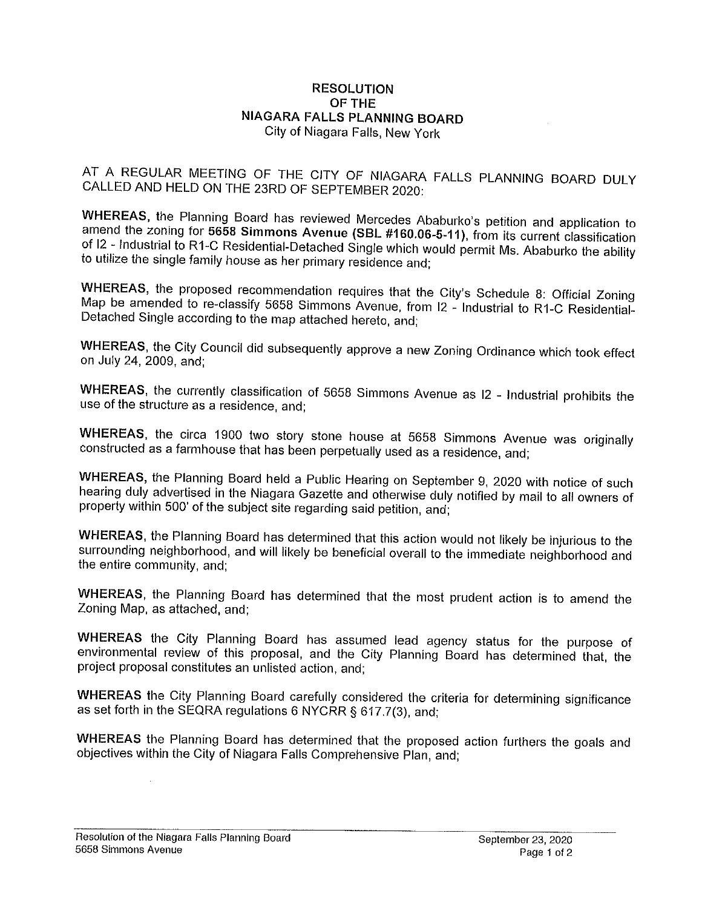**RESOLUTION**
**OF THE**
**NIAGARA FALLS PLANNING BOARD**
City of Niagara Falls, New York

AT A REGULAR MEETING OF THE CITY OF NIAGARA FALLS PLANNING BOARD DULY CALLED AND HELD ON THE 23RD OF SEPTEMBER 2020:

**WHEREAS**, the Planning Board has reviewed Mercedes Ababurko's petition and application to amend the zoning for **5658 Simmons Avenue (SBL #160.06-5-11)**, from its current classification of I2 - Industrial to R1-C Residential-Detached Single which would permit Ms. Ababurko the ability to utilize the single family house as her primary residence and;

**WHEREAS**, the proposed recommendation requires that the City's Schedule 8: Official Zoning Map be amended to re-classify 5658 Simmons Avenue, from I2 - Industrial to R1-C Residential-Detached Single according to the map attached hereto, and;

**WHEREAS**, the City Council did subsequently approve a new Zoning Ordinance which took effect on July 24, 2009, and;

**WHEREAS**, the currently classification of 5658 Simmons Avenue as I2 - Industrial prohibits the use of the structure as a residence, and;

**WHEREAS**, the circa 1900 two story stone house at 5658 Simmons Avenue was originally constructed as a farmhouse that has been perpetually used as a residence, and;

**WHEREAS**, the Planning Board held a Public Hearing on September 9, 2020 with notice of such hearing duly advertised in the Niagara Gazette and otherwise duly notified by mail to all owners of property within 500' of the subject site regarding said petition, and;

**WHEREAS**, the Planning Board has determined that this action would not likely be injurious to the surrounding neighborhood, and will likely be beneficial overall to the immediate neighborhood and the entire community, and;

**WHEREAS**, the Planning Board has determined that the most prudent action is to amend the Zoning Map, as attached, and;

**WHEREAS** the City Planning Board has assumed lead agency status for the purpose of environmental review of this proposal, and the City Planning Board has determined that, the project proposal constitutes an unlisted action, and;

**WHEREAS** the City Planning Board carefully considered the criteria for determining significance as set forth in the SEQRA regulations 6 NYCRR § 617.7(3), and;

**WHEREAS** the Planning Board has determined that the proposed action furthers the goals and objectives within the City of Niagara Falls Comprehensive Plan, and;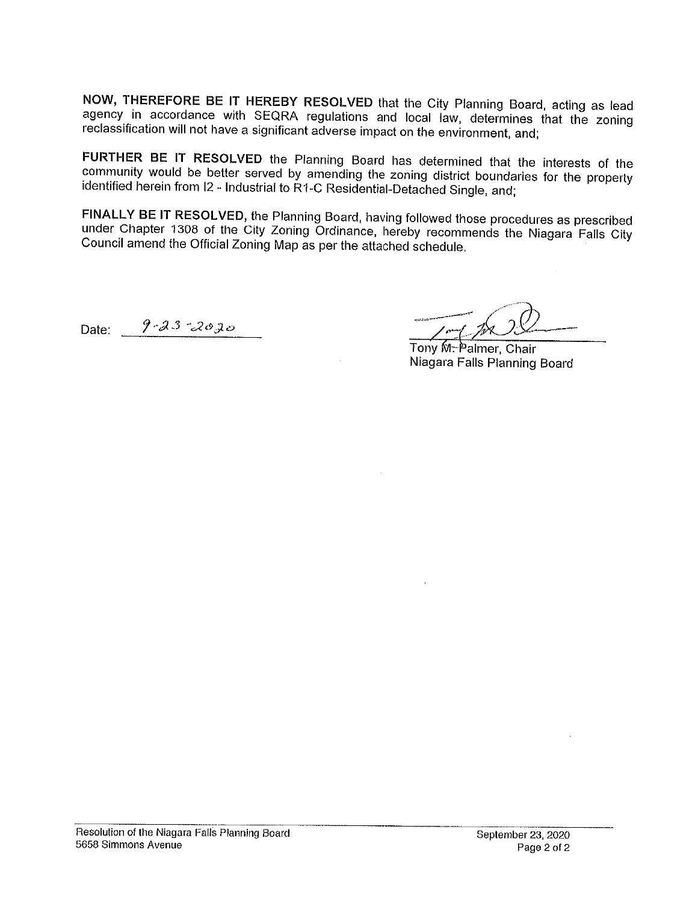**NOW, THEREFORE BE IT HEREBY RESOLVED** that the City Planning Board, acting as lead agency in accordance with SEQRA regulations and local law, determines that the zoning reclassification will not have a significant adverse impact on the environment, and;

**FURTHER BE IT RESOLVED** the Planning Board has determined that the interests of the community would be better served by amending the zoning district boundaries for the property identified herein from I2 - Industrial to R1-C Residential-Detached Single, and;

**FINALLY BE IT RESOLVED,** the Planning Board, having followed those procedures as prescribed under Chapter 1308 of the City Zoning Ordinance, hereby recommends the Niagara Falls City Council amend the Official Zoning Map as per the attached schedule.

Date: 9-23-2020

Tony M. Palmer, Chair
Niagara Falls Planning Board